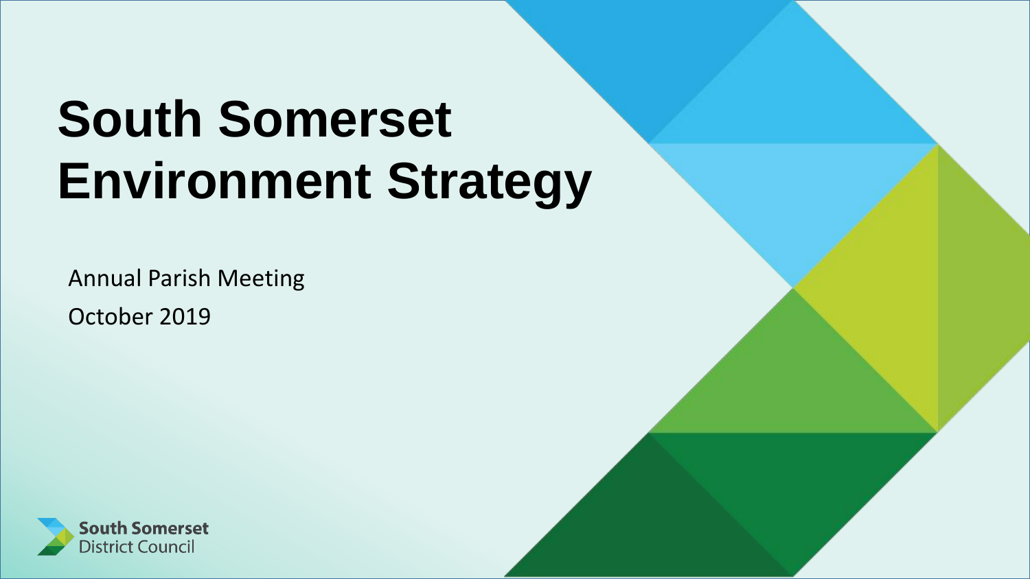# South Somerset Environment Strategy

Annual Parish Meeting

October 2019

South Somerset District Council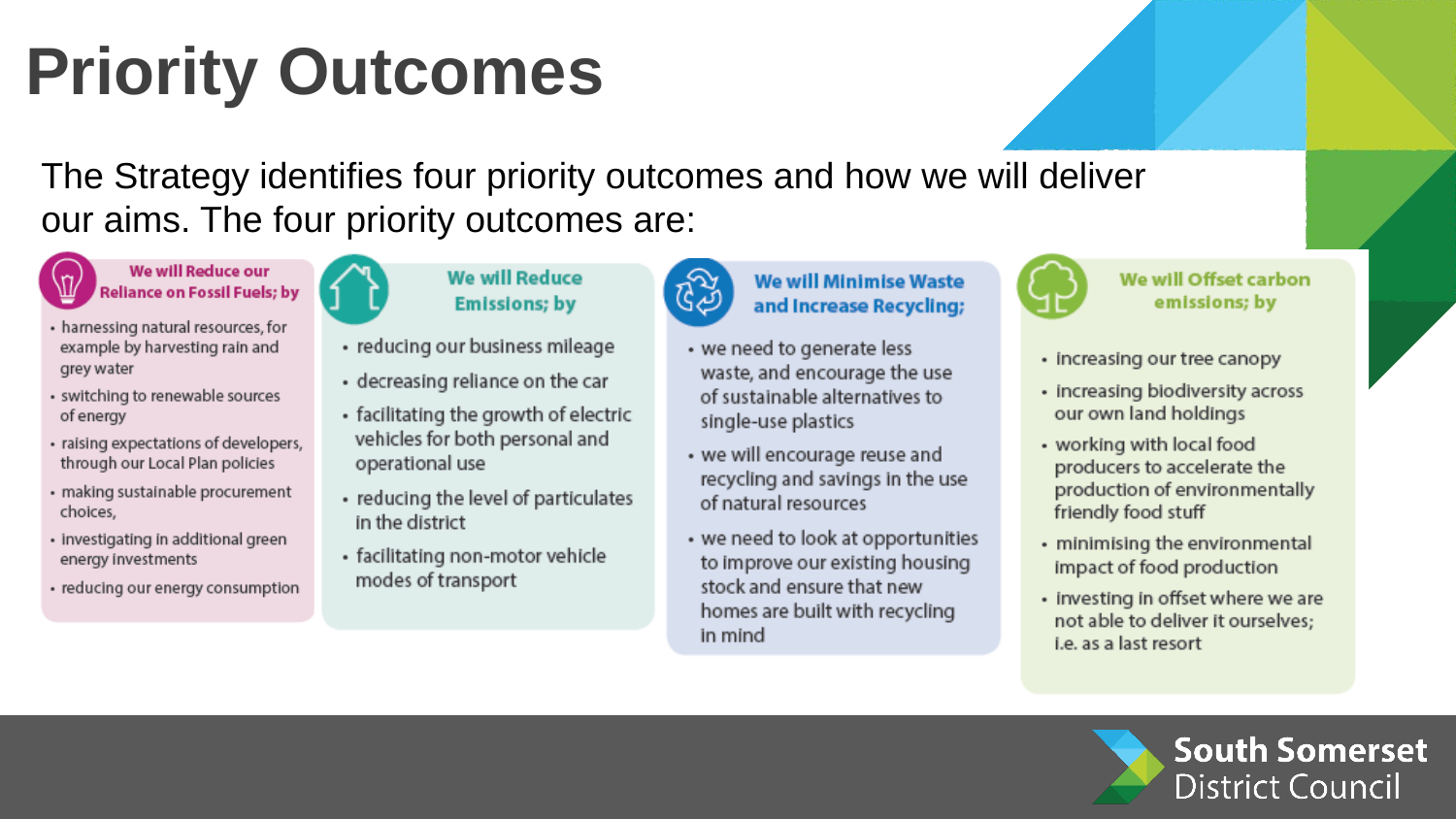# Priority Outcomes

The Strategy identifies four priority outcomes and how we will deliver our aims. The four priority outcomes are:

### We will Reduce our Reliance on Fossil Fuels; by

- harnessing natural resources, for example by harvesting rain and grey water
- switching to renewable sources of energy
- raising expectations of developers, through our Local Plan policies
- making sustainable procurement choices,
- investigating in additional green energy investments
- reducing our energy consumption

### We will Reduce Emissions; by

- reducing our business mileage
- decreasing reliance on the car
- facilitating the growth of electric vehicles for both personal and operational use
- reducing the level of particulates in the district
- facilitating non-motor vehicle modes of transport

### We will Minimise Waste and Increase Recycling;

- we need to generate less waste, and encourage the use of sustainable alternatives to single-use plastics
- we will encourage reuse and recycling and savings in the use of natural resources
- we need to look at opportunities to improve our existing housing stock and ensure that new homes are built with recycling in mind

### We will Offset carbon emissions; by

- increasing our tree canopy
- increasing biodiversity across our own land holdings
- working with local food producers to accelerate the production of environmentally friendly food stuff
- minimising the environmental impact of food production
- investing in offset where we are not able to deliver it ourselves; i.e. as a last resort

South Somerset District Council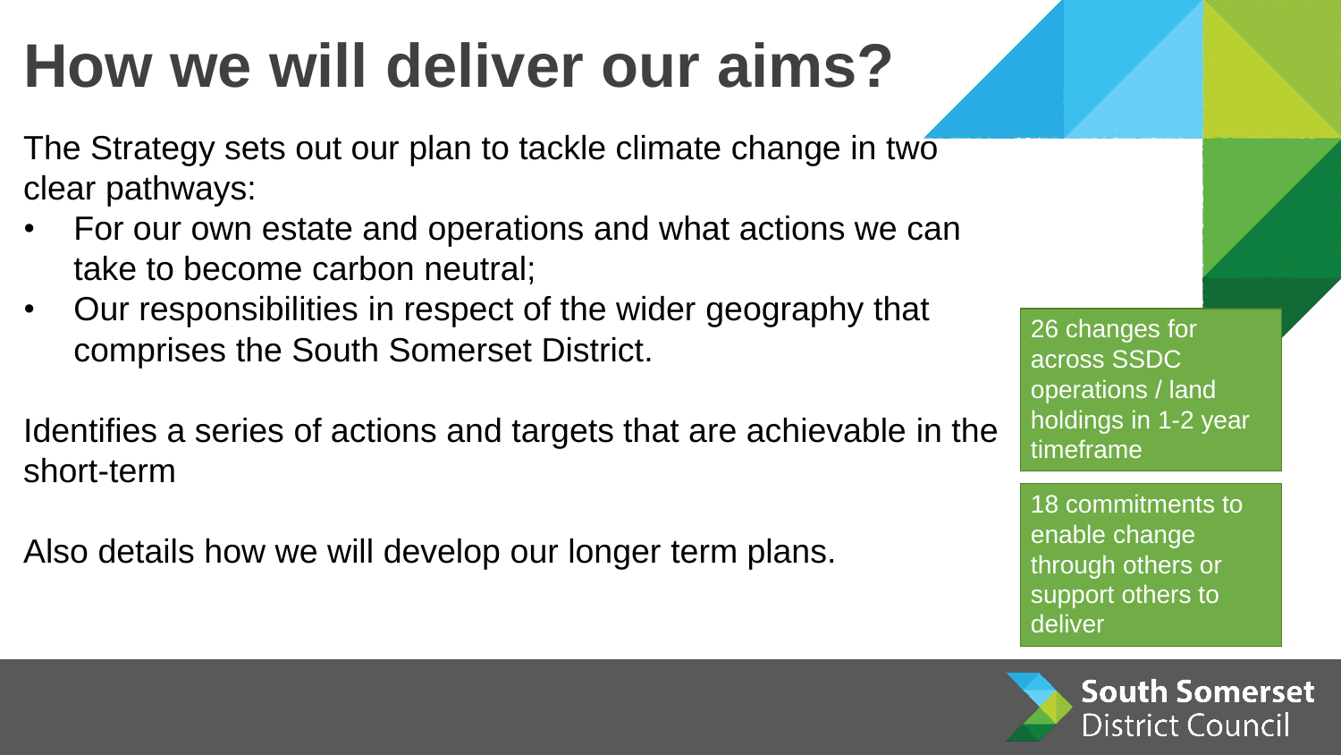# How we will deliver our aims?

The Strategy sets out our plan to tackle climate change in two clear pathways:

- For our own estate and operations and what actions we can take to become carbon neutral;
- Our responsibilities in respect of the wider geography that comprises the South Somerset District.

Identifies a series of actions and targets that are achievable in the short-term

Also details how we will develop our longer term plans.

26 changes for across SSDC operations / land holdings in 1-2 year timeframe

18 commitments to enable change through others or support others to deliver

South Somerset District Council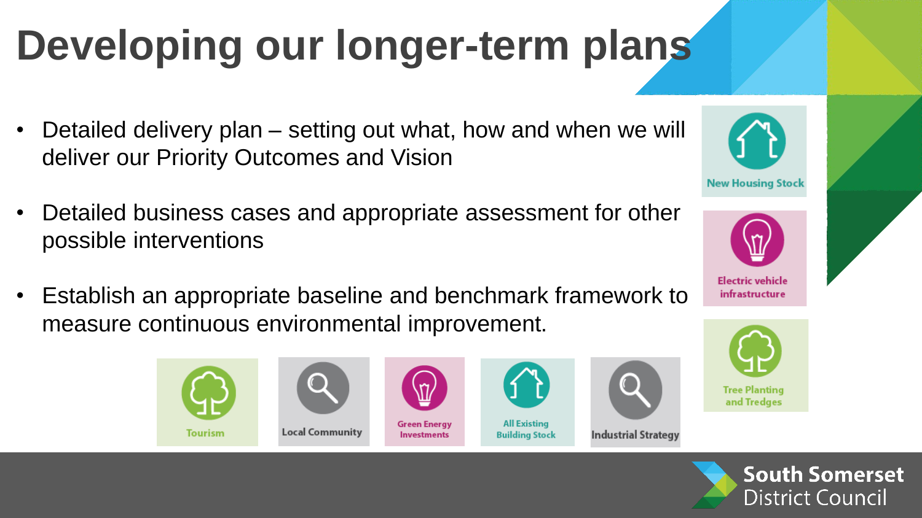# Developing our longer-term plans

- Detailed delivery plan – setting out what, how and when we will deliver our Priority Outcomes and Vision
- Detailed business cases and appropriate assessment for other possible interventions
- Establish an appropriate baseline and benchmark framework to measure continuous environmental improvement.

New Housing Stock

Electric vehicle infrastructure

Tree Planting and Tredges

Tourism

Local Community

Green Energy Investments

All Existing Building Stock

Industrial Strategy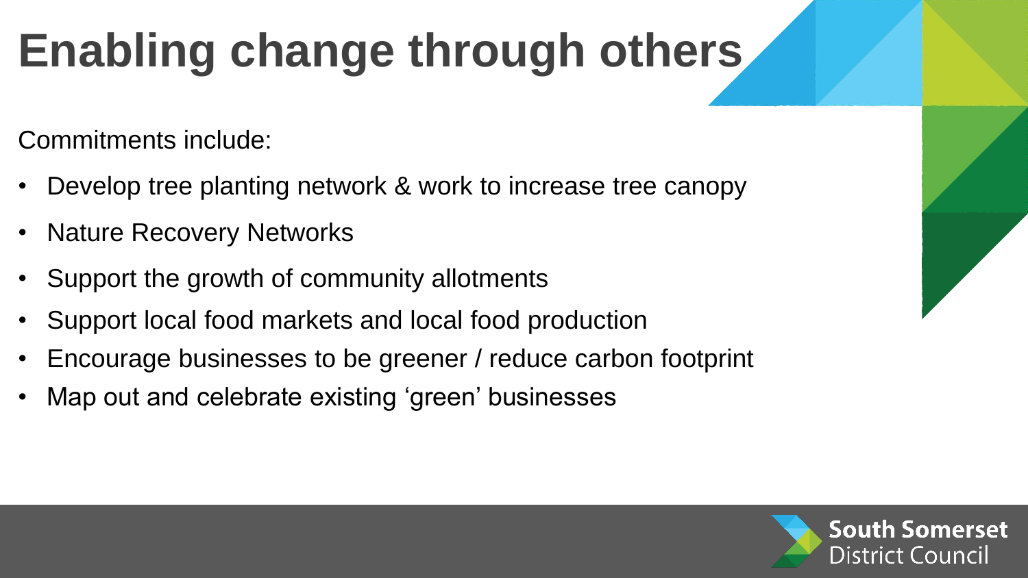# Enabling change through others

Commitments include:

- Develop tree planting network & work to increase tree canopy
- Nature Recovery Networks
- Support the growth of community allotments
- Support local food markets and local food production
- Encourage businesses to be greener / reduce carbon footprint
- Map out and celebrate existing ‘green’ businesses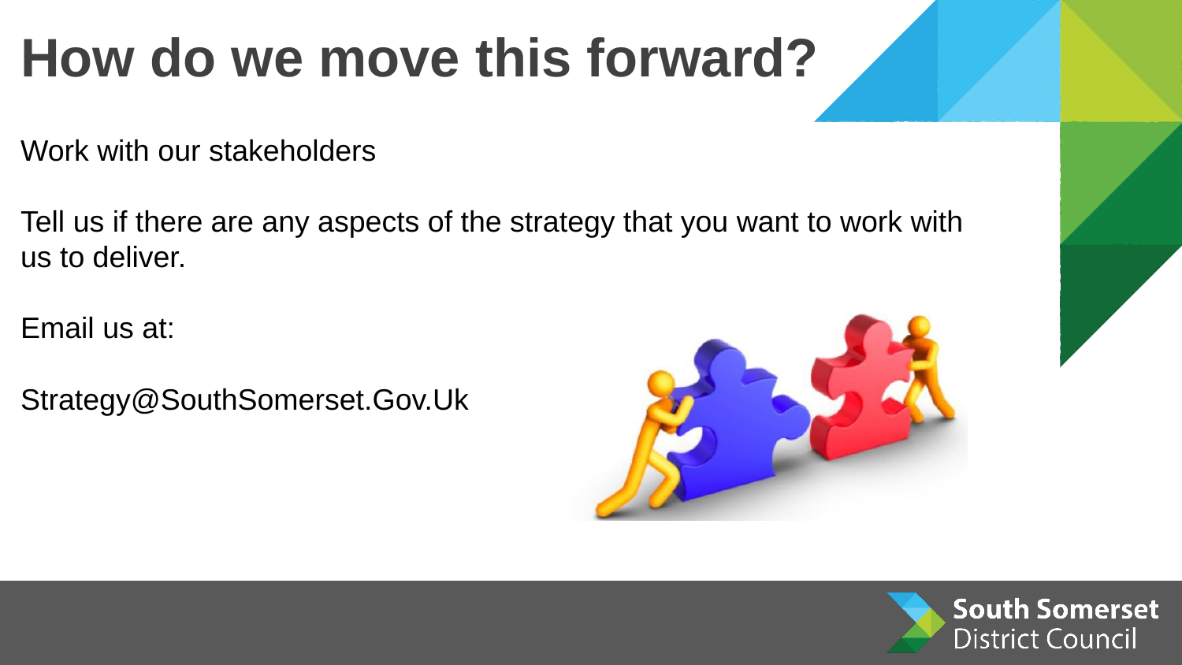# How do we move this forward?

Work with our stakeholders

Tell us if there are any aspects of the strategy that you want to work with us to deliver.

Email us at:

Strategy@SouthSomerset.Gov.Uk